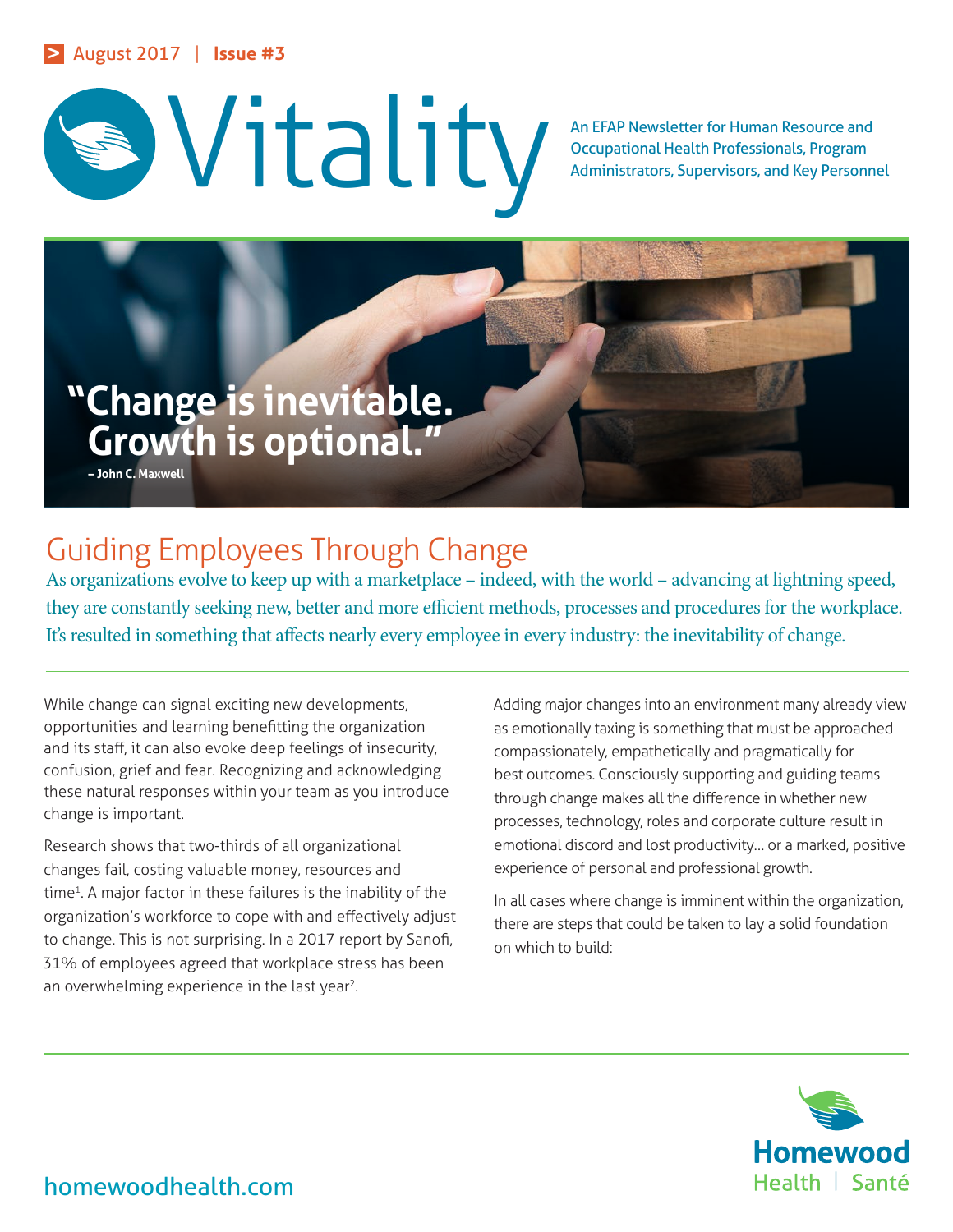August 2017 | **Issue #3**

# Vitality

An EFAP Newsletter for Human Resource and Occupational Health Professionals, Program Administrators, Supervisors, and Key Personnel

**"Change is inevitable. Growth is optional."**
**– John C. Maxwell**

## Guiding Employees Through Change

As organizations evolve to keep up with a marketplace – indeed, with the world – advancing at lightning speed, they are constantly seeking new, better and more efficient methods, processes and procedures for the workplace. It's resulted in something that affects nearly every employee in every industry: the inevitability of change.

While change can signal exciting new developments, opportunities and learning benefitting the organization and its staff, it can also evoke deep feelings of insecurity, confusion, grief and fear. Recognizing and acknowledging these natural responses within your team as you introduce change is important.

Research shows that two-thirds of all organizational changes fail, costing valuable money, resources and time[1]. A major factor in these failures is the inability of the organization's workforce to cope with and effectively adjust to change. This is not surprising. In a 2017 report by Sanofi, 31% of employees agreed that workplace stress has been an overwhelming experience in the last year[2].

Adding major changes into an environment many already view as emotionally taxing is something that must be approached compassionately, empathetically and pragmatically for best outcomes. Consciously supporting and guiding teams through change makes all the difference in whether new processes, technology, roles and corporate culture result in emotional discord and lost productivity… or a marked, positive experience of personal and professional growth.

In all cases where change is imminent within the organization, there are steps that could be taken to lay a solid foundation on which to build:

homewoodhealth.com

Homewood Health | Santé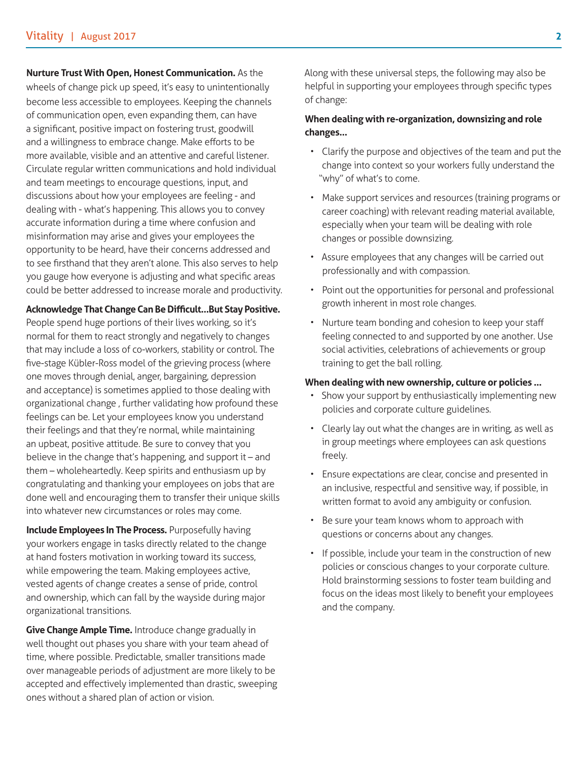**Nurture Trust With Open, Honest Communication.** As the wheels of change pick up speed, it's easy to unintentionally become less accessible to employees. Keeping the channels of communication open, even expanding them, can have a significant, positive impact on fostering trust, goodwill and a willingness to embrace change. Make efforts to be more available, visible and an attentive and careful listener. Circulate regular written communications and hold individual and team meetings to encourage questions, input, and discussions about how your employees are feeling - and dealing with - what's happening. This allows you to convey accurate information during a time where confusion and misinformation may arise and gives your employees the opportunity to be heard, have their concerns addressed and to see firsthand that they aren't alone. This also serves to help you gauge how everyone is adjusting and what specific areas could be better addressed to increase morale and productivity.

**Acknowledge That Change Can Be Difficult…But Stay Positive.** People spend huge portions of their lives working, so it's normal for them to react strongly and negatively to changes that may include a loss of co-workers, stability or control. The five-stage Kübler-Ross model of the grieving process (where one moves through denial, anger, bargaining, depression and acceptance) is sometimes applied to those dealing with organizational change , further validating how profound these feelings can be. Let your employees know you understand their feelings and that they're normal, while maintaining an upbeat, positive attitude. Be sure to convey that you believe in the change that's happening, and support it – and them – wholeheartedly. Keep spirits and enthusiasm up by congratulating and thanking your employees on jobs that are done well and encouraging them to transfer their unique skills into whatever new circumstances or roles may come.

**Include Employees In The Process.** Purposefully having your workers engage in tasks directly related to the change at hand fosters motivation in working toward its success, while empowering the team. Making employees active, vested agents of change creates a sense of pride, control and ownership, which can fall by the wayside during major organizational transitions.

**Give Change Ample Time.** Introduce change gradually in well thought out phases you share with your team ahead of time, where possible. Predictable, smaller transitions made over manageable periods of adjustment are more likely to be accepted and effectively implemented than drastic, sweeping ones without a shared plan of action or vision.

Along with these universal steps, the following may also be helpful in supporting your employees through specific types of change:

**When dealing with re-organization, downsizing and role changes…**

- Clarify the purpose and objectives of the team and put the change into context so your workers fully understand the "why" of what's to come.
- Make support services and resources (training programs or career coaching) with relevant reading material available, especially when your team will be dealing with role changes or possible downsizing.
- Assure employees that any changes will be carried out professionally and with compassion.
- Point out the opportunities for personal and professional growth inherent in most role changes.
- Nurture team bonding and cohesion to keep your staff feeling connected to and supported by one another. Use social activities, celebrations of achievements or group training to get the ball rolling.

**When dealing with new ownership, culture or policies …**

- Show your support by enthusiastically implementing new policies and corporate culture guidelines.
- Clearly lay out what the changes are in writing, as well as in group meetings where employees can ask questions freely.
- Ensure expectations are clear, concise and presented in an inclusive, respectful and sensitive way, if possible, in written format to avoid any ambiguity or confusion.
- Be sure your team knows whom to approach with questions or concerns about any changes.
- If possible, include your team in the construction of new policies or conscious changes to your corporate culture. Hold brainstorming sessions to foster team building and focus on the ideas most likely to benefit your employees and the company.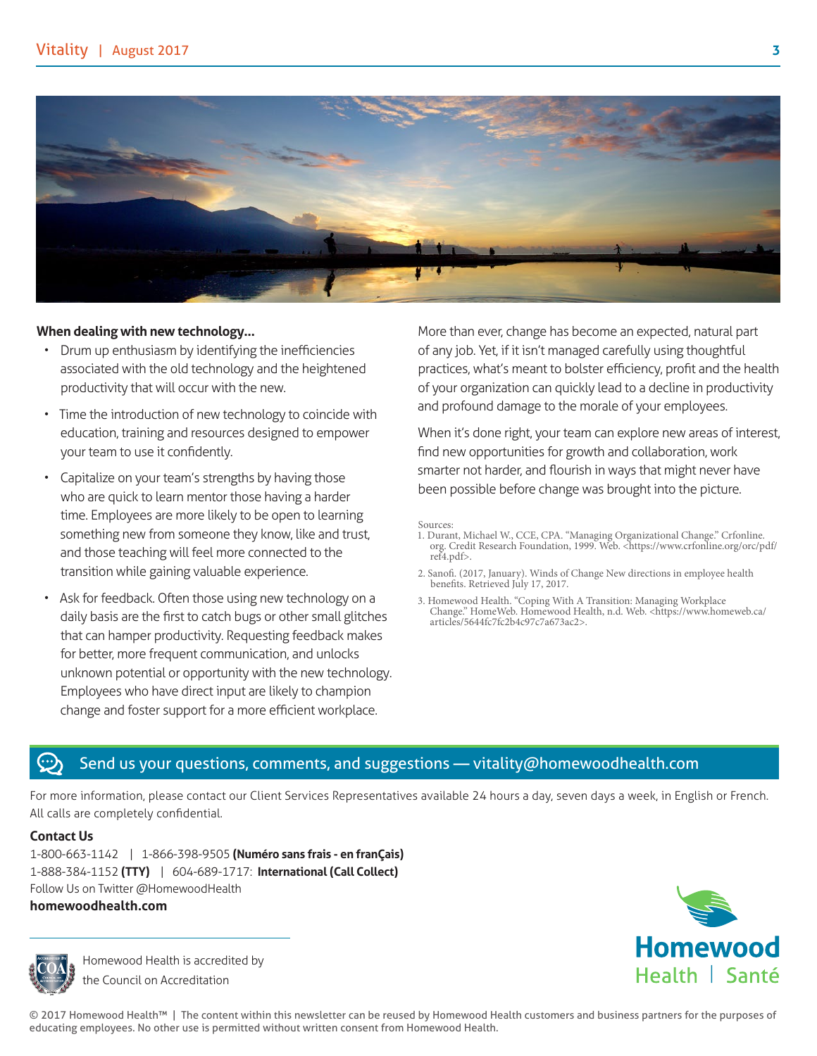**When dealing with new technology…**

- Drum up enthusiasm by identifying the inefficiencies associated with the old technology and the heightened productivity that will occur with the new.
- Time the introduction of new technology to coincide with education, training and resources designed to empower your team to use it confidently.
- Capitalize on your team's strengths by having those who are quick to learn mentor those having a harder time. Employees are more likely to be open to learning something new from someone they know, like and trust, and those teaching will feel more connected to the transition while gaining valuable experience.
- Ask for feedback. Often those using new technology on a daily basis are the first to catch bugs or other small glitches that can hamper productivity. Requesting feedback makes for better, more frequent communication, and unlocks unknown potential or opportunity with the new technology. Employees who have direct input are likely to champion change and foster support for a more efficient workplace.

More than ever, change has become an expected, natural part of any job. Yet, if it isn't managed carefully using thoughtful practices, what's meant to bolster efficiency, profit and the health of your organization can quickly lead to a decline in productivity and profound damage to the morale of your employees.

When it's done right, your team can explore new areas of interest, find new opportunities for growth and collaboration, work smarter not harder, and flourish in ways that might never have been possible before change was brought into the picture.

Sources:

1. Durant, Michael W., CCE, CPA. "Managing Organizational Change." Crfonline.org. Credit Research Foundation, 1999. Web. <https://www.crfonline.org/orc/pdf/ref4.pdf>.
2. Sanofi. (2017, January). Winds of Change New directions in employee health benefits. Retrieved July 17, 2017.
3. Homewood Health. "Coping With A Transition: Managing Workplace Change." HomeWeb. Homewood Health, n.d. Web. <https://www.homeweb.ca/articles/5644fc7fc2b4c97c7a673ac2>.

## Send us your questions, comments, and suggestions — vitality@homewoodhealth.com

For more information, please contact our Client Services Representatives available 24 hours a day, seven days a week, in English or French. All calls are completely confidential.

**Contact Us**

1-800-663-1142 | 1-866-398-9505 **(Numéro sans frais - en franÇais)**
1-888-384-1152 **(TTY)** | 604-689-1717: **International (Call Collect)**
Follow Us on Twitter @HomewoodHealth
**homewoodhealth.com**

Homewood Health is accredited by the Council on Accreditation

Homewood Health | Santé

© 2017 Homewood Health™ | The content within this newsletter can be reused by Homewood Health customers and business partners for the purposes of educating employees. No other use is permitted without written consent from Homewood Health.